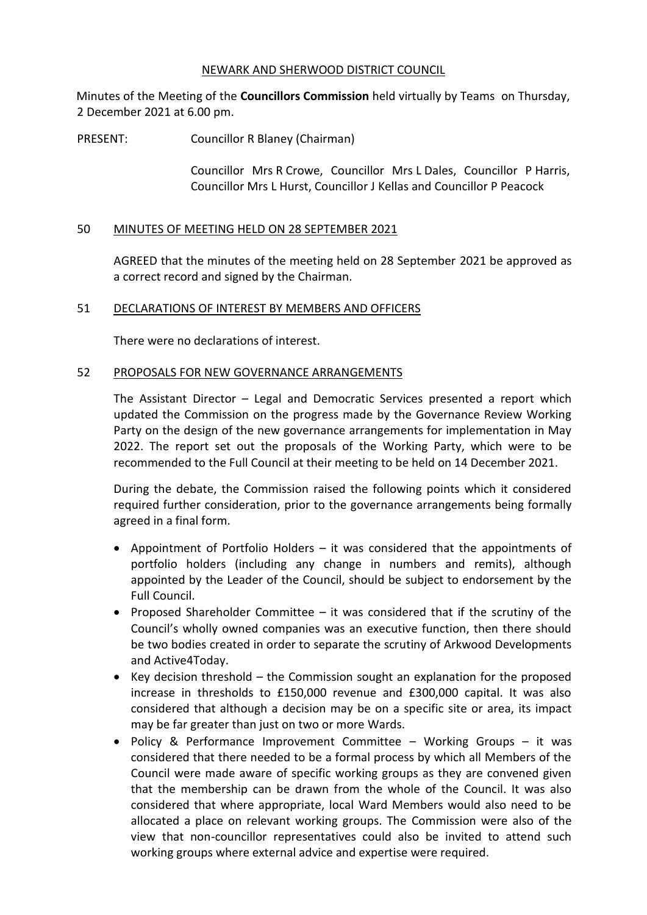NEWARK AND SHERWOOD DISTRICT COUNCIL

Minutes of the Meeting of the **Councillors Commission** held virtually by Teams on Thursday, 2 December 2021 at 6.00 pm.

PRESENT: Councillor R Blaney (Chairman)

Councillor Mrs R Crowe, Councillor Mrs L Dales, Councillor P Harris, Councillor Mrs L Hurst, Councillor J Kellas and Councillor P Peacock

## 50 MINUTES OF MEETING HELD ON 28 SEPTEMBER 2021

AGREED that the minutes of the meeting held on 28 September 2021 be approved as a correct record and signed by the Chairman.

## 51 DECLARATIONS OF INTEREST BY MEMBERS AND OFFICERS

There were no declarations of interest.

## 52 PROPOSALS FOR NEW GOVERNANCE ARRANGEMENTS

The Assistant Director – Legal and Democratic Services presented a report which updated the Commission on the progress made by the Governance Review Working Party on the design of the new governance arrangements for implementation in May 2022. The report set out the proposals of the Working Party, which were to be recommended to the Full Council at their meeting to be held on 14 December 2021.

During the debate, the Commission raised the following points which it considered required further consideration, prior to the governance arrangements being formally agreed in a final form.

- Appointment of Portfolio Holders – it was considered that the appointments of portfolio holders (including any change in numbers and remits), although appointed by the Leader of the Council, should be subject to endorsement by the Full Council.
- Proposed Shareholder Committee – it was considered that if the scrutiny of the Council's wholly owned companies was an executive function, then there should be two bodies created in order to separate the scrutiny of Arkwood Developments and Active4Today.
- Key decision threshold – the Commission sought an explanation for the proposed increase in thresholds to £150,000 revenue and £300,000 capital. It was also considered that although a decision may be on a specific site or area, its impact may be far greater than just on two or more Wards.
- Policy & Performance Improvement Committee – Working Groups – it was considered that there needed to be a formal process by which all Members of the Council were made aware of specific working groups as they are convened given that the membership can be drawn from the whole of the Council. It was also considered that where appropriate, local Ward Members would also need to be allocated a place on relevant working groups. The Commission were also of the view that non-councillor representatives could also be invited to attend such working groups where external advice and expertise were required.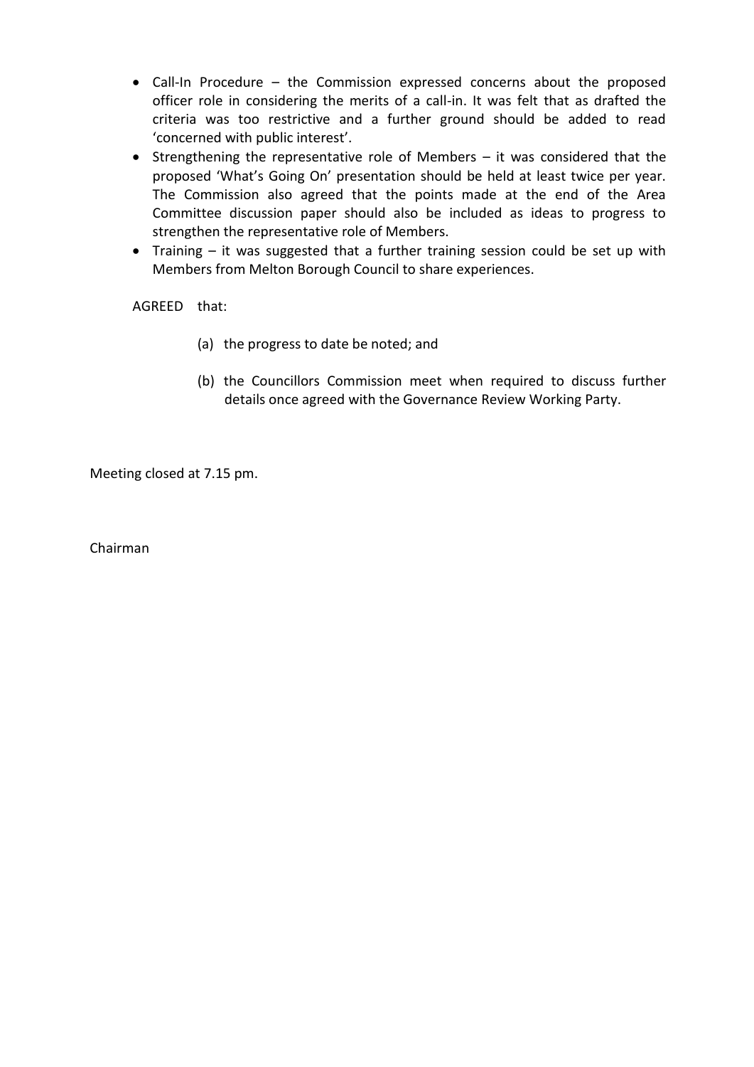- Call-In Procedure – the Commission expressed concerns about the proposed officer role in considering the merits of a call-in. It was felt that as drafted the criteria was too restrictive and a further ground should be added to read 'concerned with public interest'.
- Strengthening the representative role of Members – it was considered that the proposed 'What's Going On' presentation should be held at least twice per year. The Commission also agreed that the points made at the end of the Area Committee discussion paper should also be included as ideas to progress to strengthen the representative role of Members.
- Training – it was suggested that a further training session could be set up with Members from Melton Borough Council to share experiences.

AGREED that:

(a) the progress to date be noted; and

(b) the Councillors Commission meet when required to discuss further details once agreed with the Governance Review Working Party.

Meeting closed at 7.15 pm.

Chairman